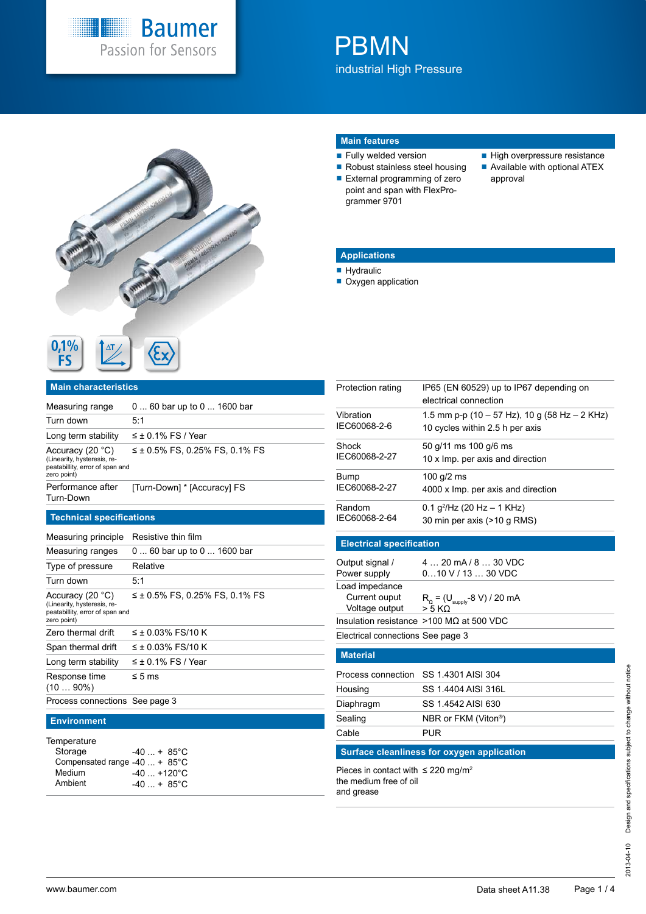Baumer
Passion for Sensors

# PBMN

industrial High Pressure

## Main features

- Fully welded version
- Robust stainless steel housing
- External programming of zero point and span with FlexPro-grammer 9701
- High overpressure resistance
- Available with optional ATEX approval

## Applications

- Hydraulic
- Oxygen application

0,1% FS

## Main characteristics

| | |
|---|---|
| Measuring range | 0 ... 60 bar up to 0 ... 1600 bar |
| Turn down | 5:1 |
| Long term stability | ≤ ± 0.1% FS / Year |
| Accuracy (20 °C) (Linearity, hysteresis, re-peatability, error of span and zero point) | ≤ ± 0.5% FS, 0.25% FS, 0.1% FS |
| Performance after Turn-Down | [Turn-Down] * [Accuracy] FS |

## Technical specifications

| | |
|---|---|
| Measuring principle | Resistive thin film |
| Measuring ranges | 0 ... 60 bar up to 0 ... 1600 bar |
| Type of pressure | Relative |
| Turn down | 5:1 |
| Accuracy (20 °C) (Linearity, hysteresis, re-peatability, error of span and zero point) | ≤ ± 0.5% FS, 0.25% FS, 0.1% FS |
| Zero thermal drift | ≤ ± 0.03% FS/10 K |
| Span thermal drift | ≤ ± 0.03% FS/10 K |
| Long term stability | ≤ ± 0.1% FS / Year |
| Response time (10 … 90%) | ≤ 5 ms |
| Process connections | See page 3 |

## Environment

| | |
|---|---|
| Temperature | |
| Storage | -40 ... + 85°C |
| Compensated range | -40 ... + 85°C |
| Medium | -40 ... +120°C |
| Ambient | -40 ... + 85°C |

| | |
|---|---|
| Protection rating | IP65 (EN 60529) up to IP67 depending on electrical connection |
| Vibration IEC60068-2-6 | 1.5 mm p-p (10 – 57 Hz), 10 g (58 Hz – 2 KHz) 10 cycles within 2.5 h per axis |
| Shock IEC60068-2-27 | 50 g/11 ms 100 g/6 ms 10 x Imp. per axis and direction |
| Bump IEC60068-2-27 | 100 g/2 ms 4000 x Imp. per axis and direction |
| Random IEC60068-2-64 | 0.1 $g^2$/Hz (20 Hz – 1 KHz) 30 min per axis (>10 g RMS) |

## Electrical specification

| | |
|---|---|
| Output signal / Power supply | 4 … 20 mA / 8 … 30 VDC 0…10 V / 13 … 30 VDC |
| Load impedance | |
| Current ouput | $R_{\Omega}$ = ($U_{supply}$-8 V) / 20 mA |
| Voltage output | > 5 KΩ |
| Insulation resistance | >100 MΩ at 500 VDC |
| Electrical connections | See page 3 |

## Material

| | |
|---|---|
| Process connection | SS 1.4301 AISI 304 |
| Housing | SS 1.4404 AISI 316L |
| Diaphragm | SS 1.4542 AISI 630 |
| Sealing | NBR or FKM (Viton®) |
| Cable | PUR |

## Surface cleanliness for oxygen application

| | |
|---|---|
| Pieces in contact with the medium free of oil and grease | ≤ 220 mg/$m^2$ |

2013-04-10 Design and specifications subject to change without notice

www.baumer.com Data sheet A11.38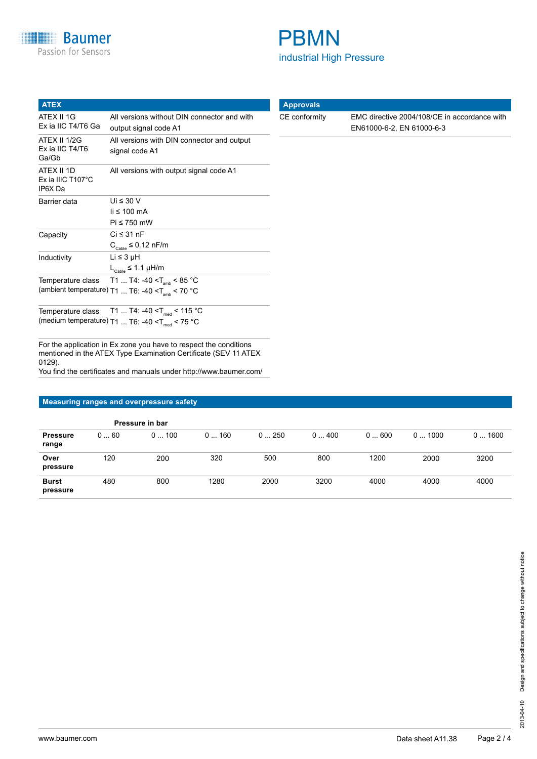## ATEX

| | |
|---|---|
| ATEX II 1G<br>Ex ia IIC T4/T6 Ga | All versions without DIN connector and with output signal code A1 |
| ATEX II 1/2G<br>Ex ia IIC T4/T6<br>Ga/Gb | All versions with DIN connector and output signal code A1 |
| ATEX II 1D<br>Ex ia IIIC T107°C<br>IP6X Da | All versions with output signal code A1 |
| Barrier data | Ui ≤ 30 V<br>Ii ≤ 100 mA<br>Pi ≤ 750 mW |
| Capacity | Ci ≤ 31 nF<br>$C_{Cable}$ ≤ 0.12 nF/m |
| Inductivity | Li ≤ 3 µH<br>$L_{Cable}$ ≤ 1.1 µH/m |
| Temperature class (ambient temperature) | T1 ... T4: -40 <$T_{amb}$ < 85 °C<br>T1 ... T6: -40 <$T_{amb}$ < 70 °C |
| Temperature class (medium temperature) | T1 ... T4: -40 <$T_{med}$ < 115 °C<br>T1 ... T6: -40 <$T_{med}$ < 75 °C |

For the application in Ex zone you have to respect the conditions mentioned in the ATEX Type Examination Certificate (SEV 11 ATEX 0129).
You find the certificates and manuals under http://www.baumer.com/

## Approvals

| | |
|---|---|
| CE conformity | EMC directive 2004/108/CE in accordance with EN61000-6-2, EN 61000-6-3 |

## Measuring ranges and overpressure safety

| | Pressure in bar | | | | | | | |
|---|---|---|---|---|---|---|---|---|
| **Pressure range** | 0 ... 60 | 0 ... 100 | 0 ... 160 | 0 ... 250 | 0 ... 400 | 0 ... 600 | 0 ... 1000 | 0 ... 1600 |
| **Over pressure** | 120 | 200 | 320 | 500 | 800 | 1200 | 2000 | 3200 |
| **Burst pressure** | 480 | 800 | 1280 | 2000 | 3200 | 4000 | 4000 | 4000 |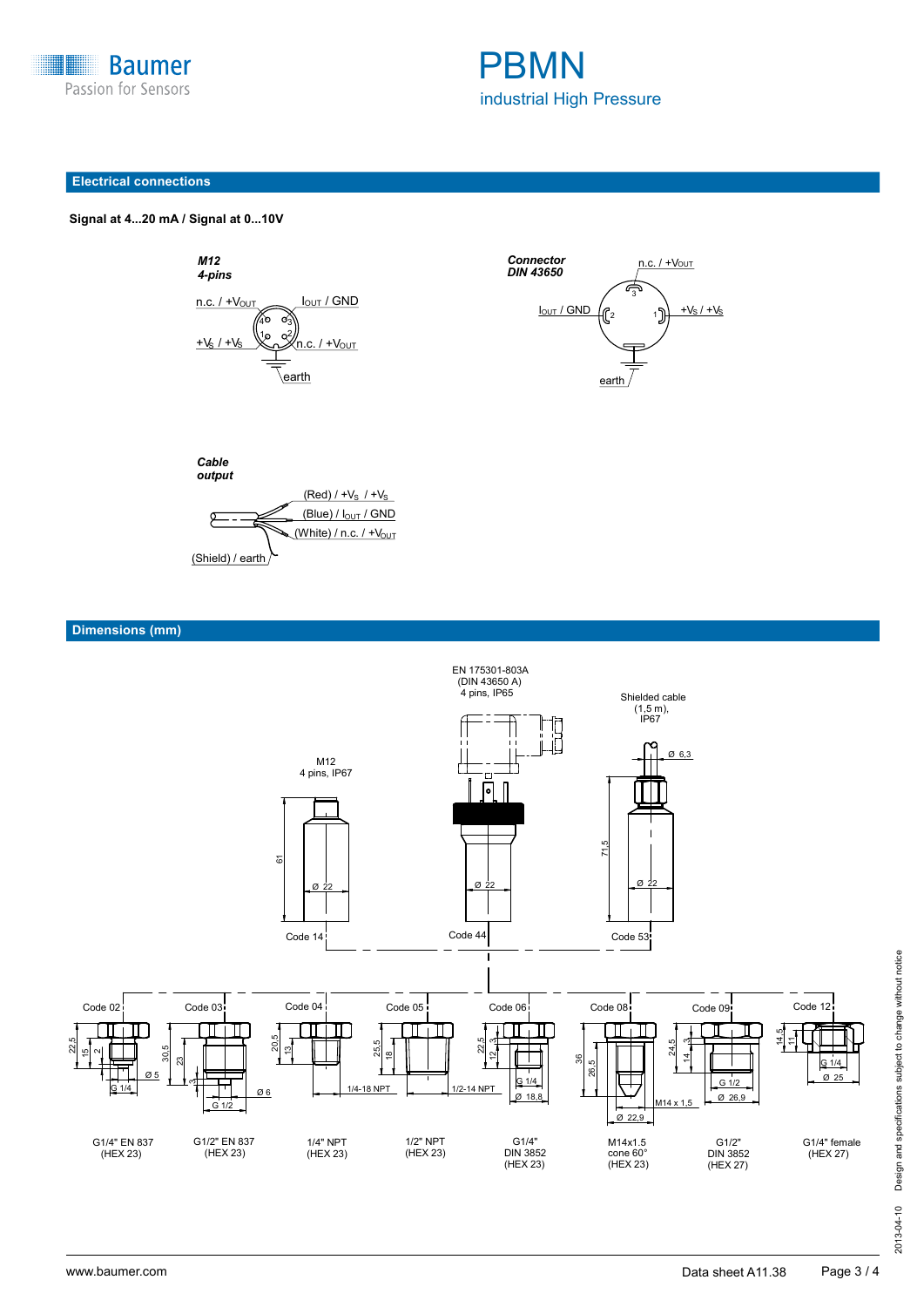## Electrical connections

**Signal at 4...20 mA / Signal at 0...10V**

***M12 4-pins***

n.c. / $+V_{OUT}$
$I_{OUT}$ / GND
$+V_S$ / $+V_S$
n.c. / $+V_{OUT}$
earth

***Connector DIN 43650***

n.c. / $+V_{OUT}$
$I_{OUT}$ / GND
$+V_S$ / $+V_S$
earth

***Cable output***

(Red) / $+V_S$ / $+V_S$
(Blue) / $I_{OUT}$ / GND
(White) / n.c. / $+V_{OUT}$
(Shield) / earth

## Dimensions (mm)

M12
4 pins, IP67

EN 175301-803A
(DIN 43650 A)
4 pins, IP65

Shielded cable
(1,5 m),
IP67

Code 14 | Code 44 | Code 53

Code 02: G1/4" EN 837 (HEX 23)

Code 03: G1/2" EN 837 (HEX 23)

Code 04: 1/4" NPT (HEX 23)

Code 05: 1/2" NPT (HEX 23)

Code 06: G1/4" DIN 3852 (HEX 23)

Code 08: M14x1.5 cone 60° (HEX 23)

Code 09: G1/2" DIN 3852 (HEX 27)

Code 12: G1/4" female (HEX 27)

2013-04-10 Design and specifications subject to change without notice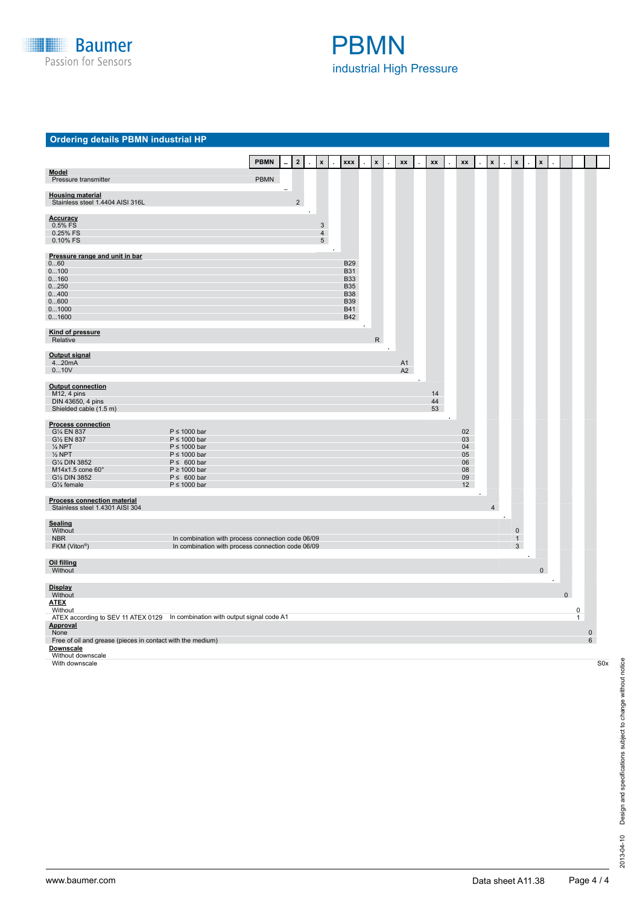# PBMN

industrial High Pressure

## Ordering details PBMN industrial HP

| PBMN | _ | 2 | . | x | . | xxx | . | x | . | xx | . | xx | . | xx | . | x | . | x | . | x | . | | | |
|---|---|---|---|---|---|---|---|---|---|---|---|---|---|---|---|---|---|---|---|---|---|---|---|---|

**Model**

| | |
|---|---|
| Pressure transmitter | PBMN |

**Housing material**

| | |
|---|---|
| Stainless steel 1.4404 AISI 316L | 2 |

**Accuracy**

| | |
|---|---|
| 0.5% FS | 3 |
| 0.25% FS | 4 |
| 0.10% FS | 5 |

**Pressure range and unit in bar**

| | |
|---|---|
| 0...60 | B29 |
| 0...100 | B31 |
| 0...160 | B33 |
| 0...250 | B35 |
| 0...400 | B38 |
| 0...600 | B39 |
| 0...1000 | B41 |
| 0...1600 | B42 |

**Kind of pressure**

| | |
|---|---|
| Relative | R |

**Output signal**

| | |
|---|---|
| 4...20mA | A1 |
| 0...10V | A2 |

**Output connection**

| | |
|---|---|
| M12, 4 pins | 14 |
| DIN 43650, 4 pins | 44 |
| Shielded cable (1.5 m) | 53 |

**Process connection**

| | | |
|---|---|---|
| G¼ EN 837 | P ≤ 1000 bar | 02 |
| G½ EN 837 | P ≤ 1000 bar | 03 |
| ¼ NPT | P ≤ 1000 bar | 04 |
| ½ NPT | P ≤ 1000 bar | 05 |
| G¼ DIN 3852 | P ≤ 600 bar | 06 |
| M14x1.5 cone 60° | P ≥ 1000 bar | 08 |
| G½ DIN 3852 | P ≤ 600 bar | 09 |
| G¼ female | P ≤ 1000 bar | 12 |

**Process connection material**

| | |
|---|---|
| Stainless steel 1.4301 AISI 304 | 4 |

**Sealing**

| | | |
|---|---|---|
| Without | | 0 |
| NBR | In combination with process connection code 06/09 | 1 |
| FKM (Viton®) | In combination with process connection code 06/09 | 3 |

**Oil filling**

| | |
|---|---|
| Without | 0 |

**Display**

| | |
|---|---|
| Without | 0 |

**ATEX**

| | | |
|---|---|---|
| Without | | 0 |
| ATEX according to SEV 11 ATEX 0129 | In combination with output signal code A1 | 1 |

**Approval**

| | |
|---|---|
| None | 0 |
| Free of oil and grease (pieces in contact with the medium) | 6 |

**Downscale**

| | |
|---|---|
| Without downscale | |
| With downscale | S0x |

2013-04-10 Design and specifications subject to change without notice

www.baumer.com Data sheet A11.38